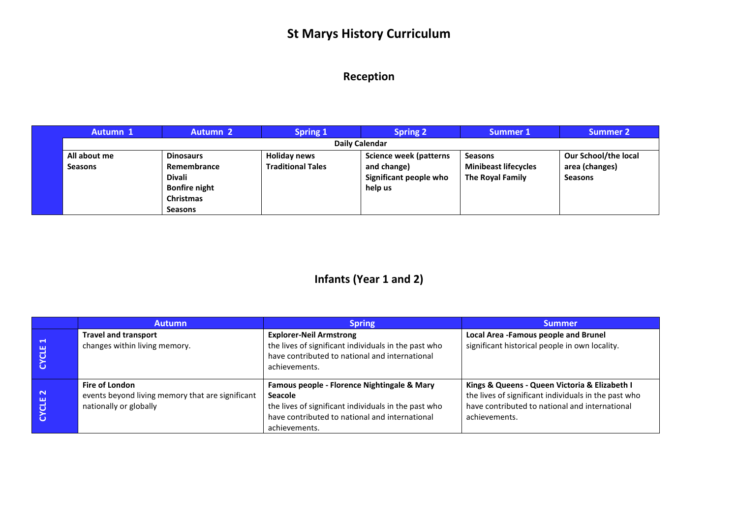# St Marys History Curriculum

## Reception

| | Autumn 1 | Autumn 2 | Spring 1 | Spring 2 | Summer 1 | Summer 2 |
|---|---|---|---|---|---|---|
| | Daily Calendar | | | | | |
| | **All about me**<br>**Seasons** | **Dinosaurs**<br>**Remembrance**<br>**Divali**<br>**Bonfire night**<br>**Christmas**<br>**Seasons** | **Holiday news**<br>**Traditional Tales** | **Science week (patterns and change)**<br>**Significant people who help us** | **Seasons**<br>**Minibeast lifecycles**<br>**The Royal Family** | **Our School/the local area (changes)**<br>**Seasons** |

## Infants (Year 1 and 2)

| | Autumn | Spring | Summer |
|---|---|---|---|
| **CYCLE 1** | **Travel and transport**<br>changes within living memory. | **Explorer-Neil Armstrong**<br>the lives of significant individuals in the past who have contributed to national and international achievements. | **Local Area -Famous people and Brunel**<br>significant historical people in own locality. |
| **CYCLE 2** | **Fire of London**<br>events beyond living memory that are significant nationally or globally | **Famous people - Florence Nightingale & Mary Seacole**<br>the lives of significant individuals in the past who have contributed to national and international achievements. | **Kings & Queens - Queen Victoria & Elizabeth I**<br>the lives of significant individuals in the past who have contributed to national and international achievements. |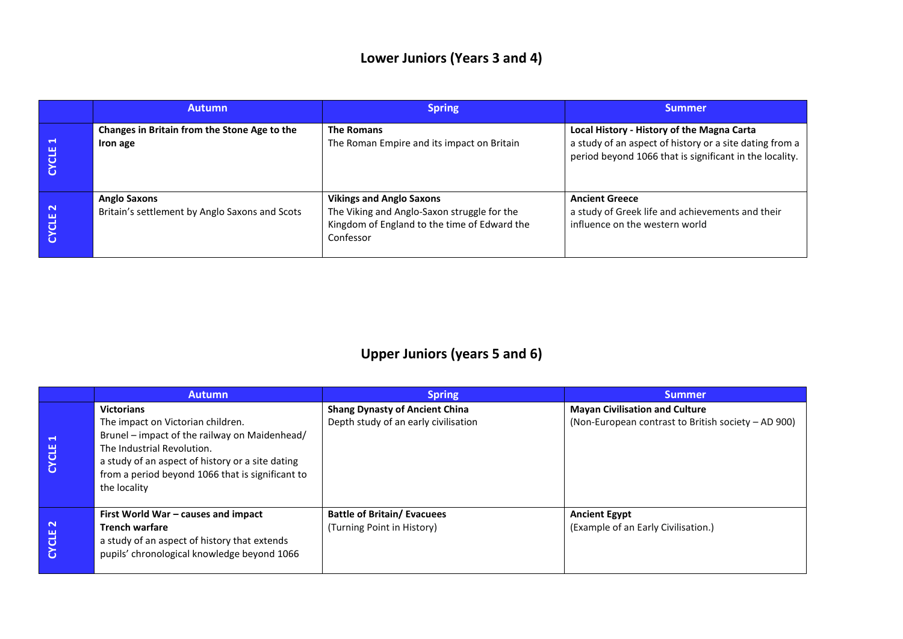## Lower Juniors (Years 3 and 4)

| | Autumn | Spring | Summer |
|---|---|---|---|
| CYCLE 1 | **Changes in Britain from the Stone Age to the Iron age** | **The Romans**<br>The Roman Empire and its impact on Britain | **Local History - History of the Magna Carta**<br>a study of an aspect of history or a site dating from a period beyond 1066 that is significant in the locality. |
| CYCLE 2 | **Anglo Saxons**<br>Britain's settlement by Anglo Saxons and Scots | **Vikings and Anglo Saxons**<br>The Viking and Anglo-Saxon struggle for the Kingdom of England to the time of Edward the Confessor | **Ancient Greece**<br>a study of Greek life and achievements and their influence on the western world |

## Upper Juniors (years 5 and 6)

| | Autumn | Spring | Summer |
|---|---|---|---|
| CYCLE 1 | **Victorians**<br>The impact on Victorian children.<br>Brunel – impact of the railway on Maidenhead/ The Industrial Revolution.<br>a study of an aspect of history or a site dating from a period beyond 1066 that is significant to the locality | **Shang Dynasty of Ancient China**<br>Depth study of an early civilisation | **Mayan Civilisation and Culture**<br>(Non-European contrast to British society – AD 900) |
| CYCLE 2 | **First World War – causes and impact**<br>**Trench warfare**<br>a study of an aspect of history that extends pupils' chronological knowledge beyond 1066 | **Battle of Britain/ Evacuees**<br>(Turning Point in History) | **Ancient Egypt**<br>(Example of an Early Civilisation.) |